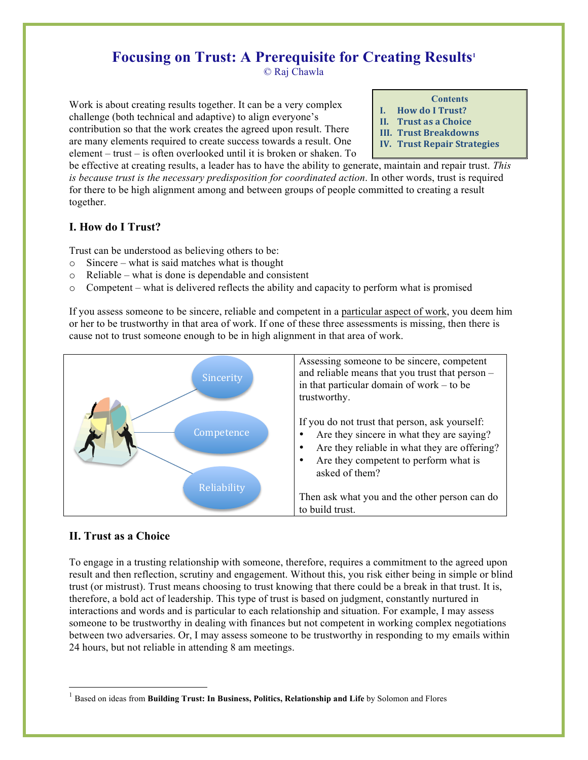# Focusing on Trust: A Prerequisite for Creating Results[1]

© Raj Chawla

**Contents**

I. How do I Trust?
II. Trust as a Choice
III. Trust Breakdowns
IV. Trust Repair Strategies

Work is about creating results together. It can be a very complex challenge (both technical and adaptive) to align everyone's contribution so that the work creates the agreed upon result. There are many elements required to create success towards a result. One element – trust – is often overlooked until it is broken or shaken. To be effective at creating results, a leader has to have the ability to generate, maintain and repair trust. *This is because trust is the necessary predisposition for coordinated action*. In other words, trust is required for there to be high alignment among and between groups of people committed to creating a result together.

## I. How do I Trust?

Trust can be understood as believing others to be:

- Sincere – what is said matches what is thought
- Reliable – what is done is dependable and consistent
- Competent – what is delivered reflects the ability and capacity to perform what is promised

If you assess someone to be sincere, reliable and competent in a particular aspect of work, you deem him or her to be trustworthy in that area of work. If one of these three assessments is missing, then there is cause not to trust someone enough to be in high alignment in that area of work.

Sincerity

Competence

Reliability

Assessing someone to be sincere, competent and reliable means that you trust that person – in that particular domain of work – to be trustworthy.

If you do not trust that person, ask yourself:

- Are they sincere in what they are saying?
- Are they reliable in what they are offering?
- Are they competent to perform what is asked of them?

Then ask what you and the other person can do to build trust.

## II. Trust as a Choice

To engage in a trusting relationship with someone, therefore, requires a commitment to the agreed upon result and then reflection, scrutiny and engagement. Without this, you risk either being in simple or blind trust (or mistrust). Trust means choosing to trust knowing that there could be a break in that trust. It is, therefore, a bold act of leadership. This type of trust is based on judgment, constantly nurtured in interactions and words and is particular to each relationship and situation. For example, I may assess someone to be trustworthy in dealing with finances but not competent in working complex negotiations between two adversaries. Or, I may assess someone to be trustworthy in responding to my emails within 24 hours, but not reliable in attending 8 am meetings.

---

[1] Based on ideas from **Building Trust: In Business, Politics, Relationship and Life** by Solomon and Flores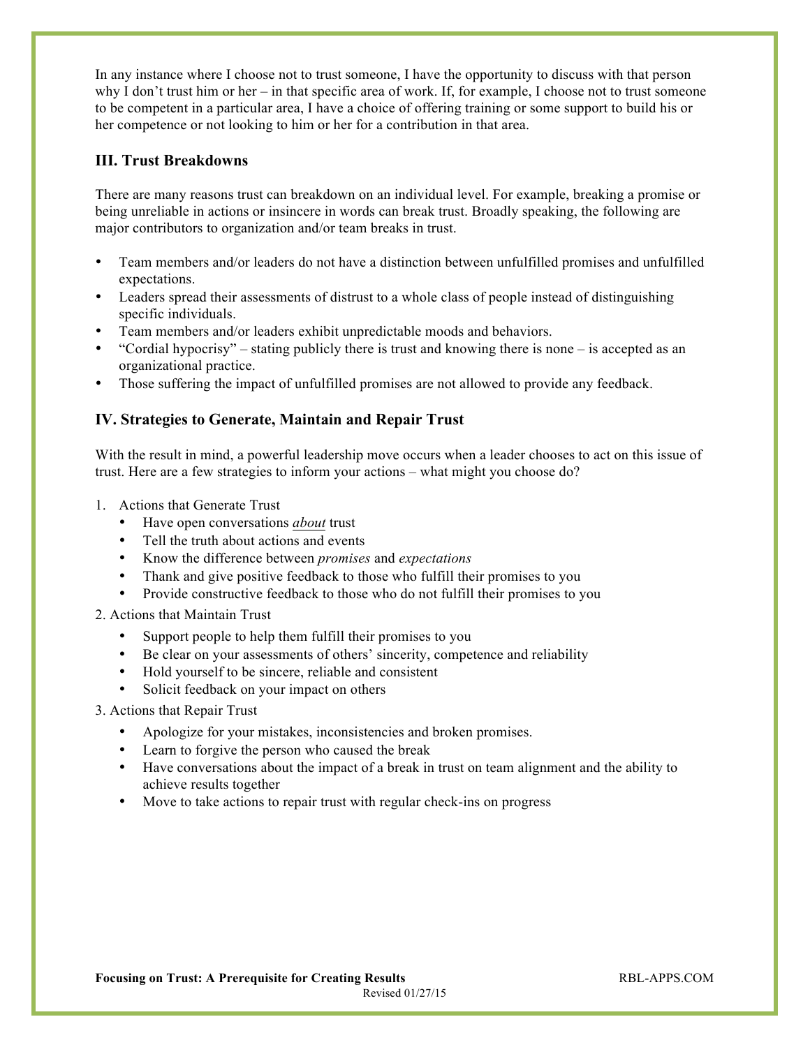In any instance where I choose not to trust someone, I have the opportunity to discuss with that person why I don't trust him or her – in that specific area of work. If, for example, I choose not to trust someone to be competent in a particular area, I have a choice of offering training or some support to build his or her competence or not looking to him or her for a contribution in that area.

### III. Trust Breakdowns

There are many reasons trust can breakdown on an individual level. For example, breaking a promise or being unreliable in actions or insincere in words can break trust. Broadly speaking, the following are major contributors to organization and/or team breaks in trust.

- Team members and/or leaders do not have a distinction between unfulfilled promises and unfulfilled expectations.
- Leaders spread their assessments of distrust to a whole class of people instead of distinguishing specific individuals.
- Team members and/or leaders exhibit unpredictable moods and behaviors.
- "Cordial hypocrisy" – stating publicly there is trust and knowing there is none – is accepted as an organizational practice.
- Those suffering the impact of unfulfilled promises are not allowed to provide any feedback.

### IV. Strategies to Generate, Maintain and Repair Trust

With the result in mind, a powerful leadership move occurs when a leader chooses to act on this issue of trust. Here are a few strategies to inform your actions – what might you choose do?

1. Actions that Generate Trust
   - Have open conversations ***about*** trust
   - Tell the truth about actions and events
   - Know the difference between *promises* and *expectations*
   - Thank and give positive feedback to those who fulfill their promises to you
   - Provide constructive feedback to those who do not fulfill their promises to you
2. Actions that Maintain Trust
   - Support people to help them fulfill their promises to you
   - Be clear on your assessments of others' sincerity, competence and reliability
   - Hold yourself to be sincere, reliable and consistent
   - Solicit feedback on your impact on others
3. Actions that Repair Trust
   - Apologize for your mistakes, inconsistencies and broken promises.
   - Learn to forgive the person who caused the break
   - Have conversations about the impact of a break in trust on team alignment and the ability to achieve results together
   - Move to take actions to repair trust with regular check-ins on progress